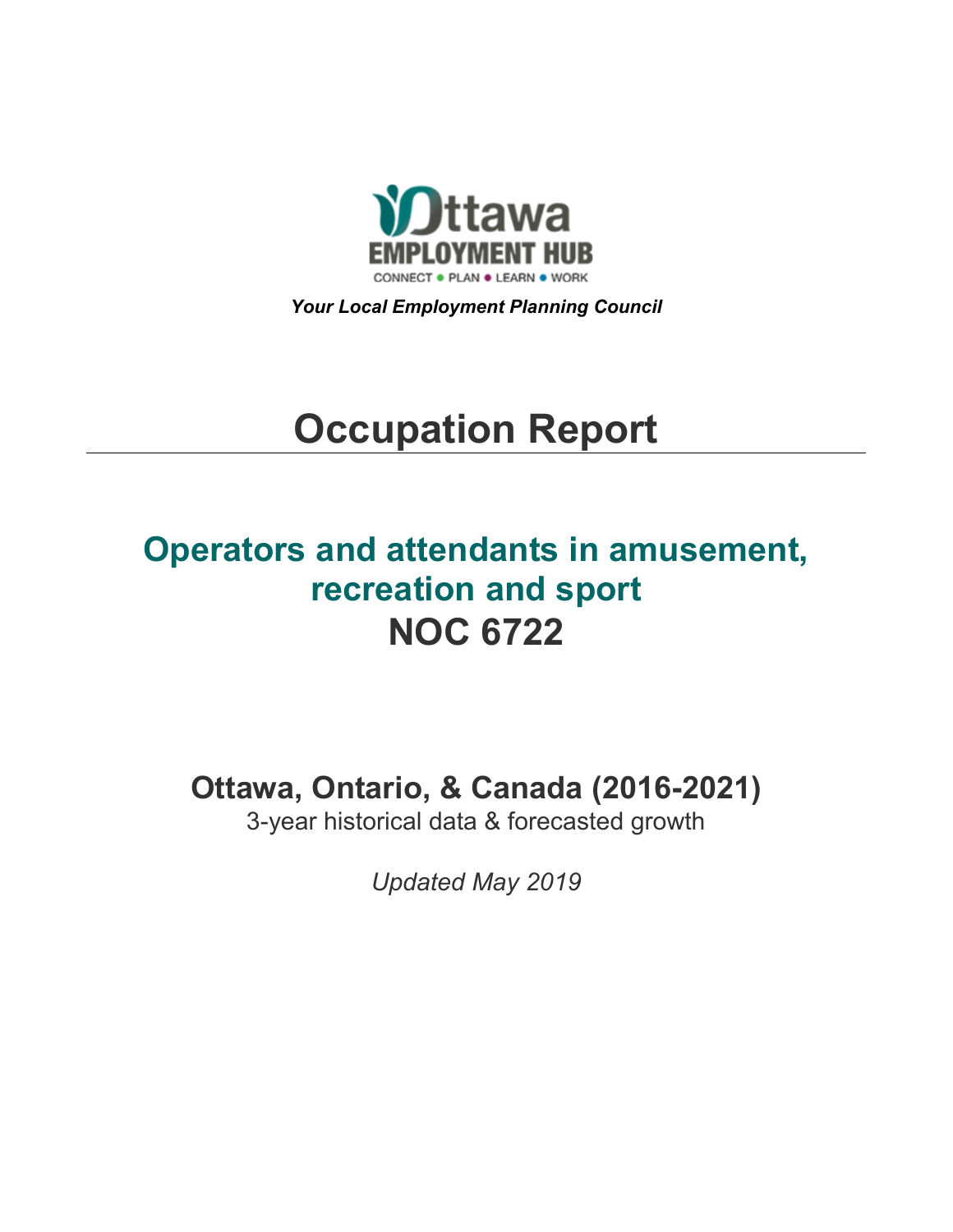Ottawa EMPLOYMENT HUB

CONNECT • PLAN • LEARN • WORK

***Your Local Employment Planning Council***

# Occupation Report

## Operators and attendants in amusement, recreation and sport

## NOC 6722

### Ottawa, Ontario, & Canada (2016-2021)

3-year historical data & forecasted growth

*Updated May 2019*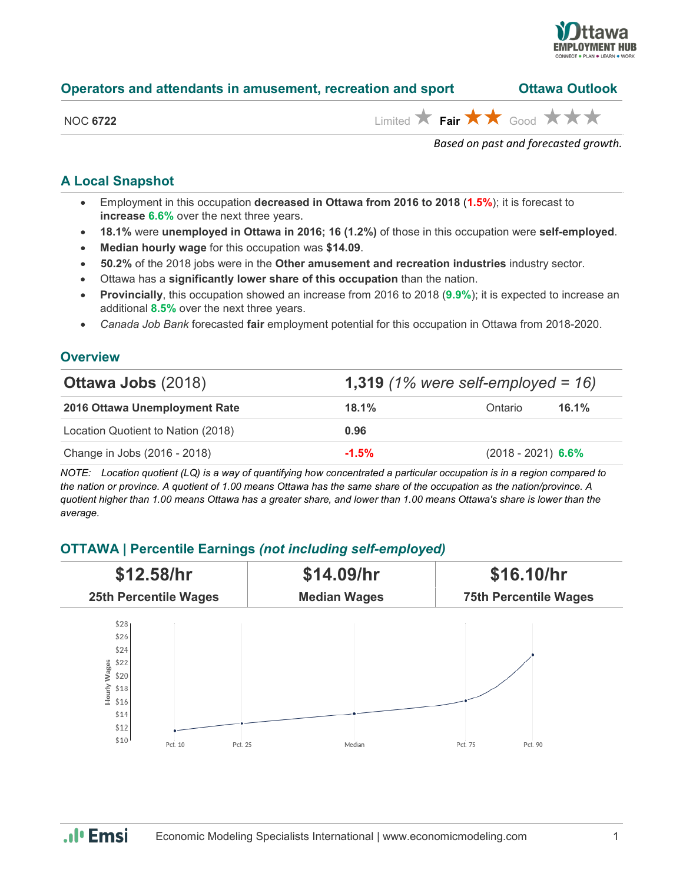## Operators and attendants in amusement, recreation and sport — Ottawa Outlook

NOC **6722** — Limited ★ **Fair** ★★ Good ★★★

*Based on past and forecasted growth.*

## A Local Snapshot

- Employment in this occupation **decreased in Ottawa from 2016 to 2018** (**1.5%**); it is forecast to **increase** **6.6%** over the next three years.
- **18.1%** were **unemployed in Ottawa in 2016; 16 (1.2%)** of those in this occupation were **self-employed**.
- **Median hourly wage** for this occupation was **$14.09**.
- **50.2%** of the 2018 jobs were in the **Other amusement and recreation industries** industry sector.
- Ottawa has a **significantly lower share of this occupation** than the nation.
- **Provincially**, this occupation showed an increase from 2016 to 2018 (**9.9%**); it is expected to increase an additional **8.5%** over the next three years.
- *Canada Job Bank* forecasted **fair** employment potential for this occupation in Ottawa from 2018-2020.

## Overview

| **Ottawa Jobs** (2018) | **1,319** *(1% were self-employed = 16)* | | |
|---|---|---|---|
| **2016 Ottawa Unemployment Rate** | **18.1%** | Ontario | **16.1%** |
| Location Quotient to Nation (2018) | **0.96** | | |
| Change in Jobs (2016 - 2018) | **-1.5%** | (2018 - 2021) | **6.6%** |

*NOTE: Location quotient (LQ) is a way of quantifying how concentrated a particular occupation is in a region compared to the nation or province. A quotient of 1.00 means Ottawa has the same share of the occupation as the nation/province. A quotient higher than 1.00 means Ottawa has a greater share, and lower than 1.00 means Ottawa's share is lower than the average.*

## OTTAWA | Percentile Earnings *(not including self-employed)*

| **$12.58/hr** | **$14.09/hr** | **$16.10/hr** |
|---|---|---|
| **25th Percentile Wages** | **Median Wages** | **75th Percentile Wages** |

Economic Modeling Specialists International | www.economicmodeling.com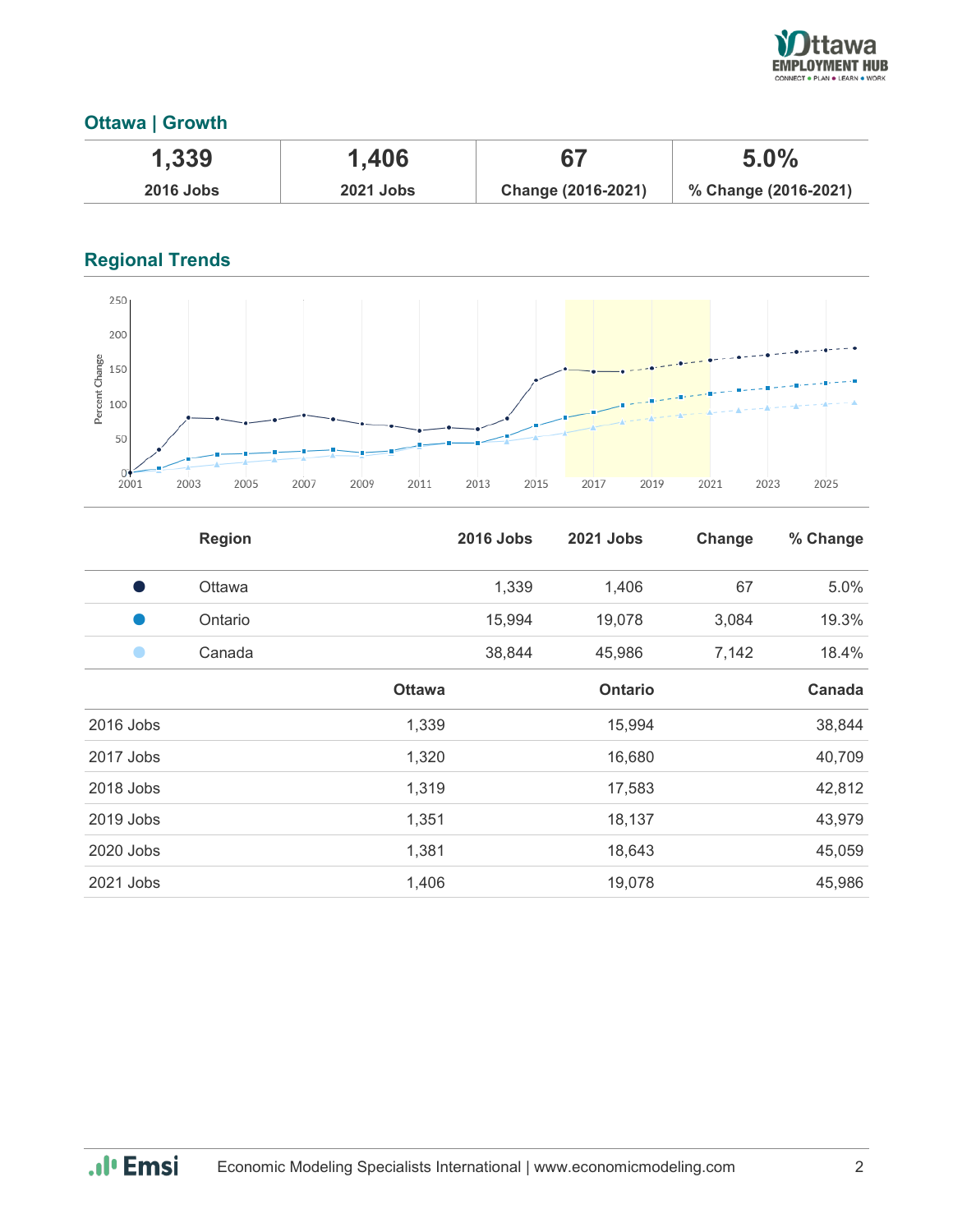## Ottawa | Growth

| 1,339 | 1,406 | 67 | 5.0% |
|---|---|---|---|
| 2016 Jobs | 2021 Jobs | Change (2016-2021) | % Change (2016-2021) |

## Regional Trends

| | Region | 2016 Jobs | 2021 Jobs | Change | % Change |
|---|---|---|---|---|---|
| ● | Ottawa | 1,339 | 1,406 | 67 | 5.0% |
| ● | Ontario | 15,994 | 19,078 | 3,084 | 19.3% |
| ● | Canada | 38,844 | 45,986 | 7,142 | 18.4% |

| | Ottawa | Ontario | Canada |
|---|---|---|---|
| 2016 Jobs | 1,339 | 15,994 | 38,844 |
| 2017 Jobs | 1,320 | 16,680 | 40,709 |
| 2018 Jobs | 1,319 | 17,583 | 42,812 |
| 2019 Jobs | 1,351 | 18,137 | 43,979 |
| 2020 Jobs | 1,381 | 18,643 | 45,059 |
| 2021 Jobs | 1,406 | 19,078 | 45,986 |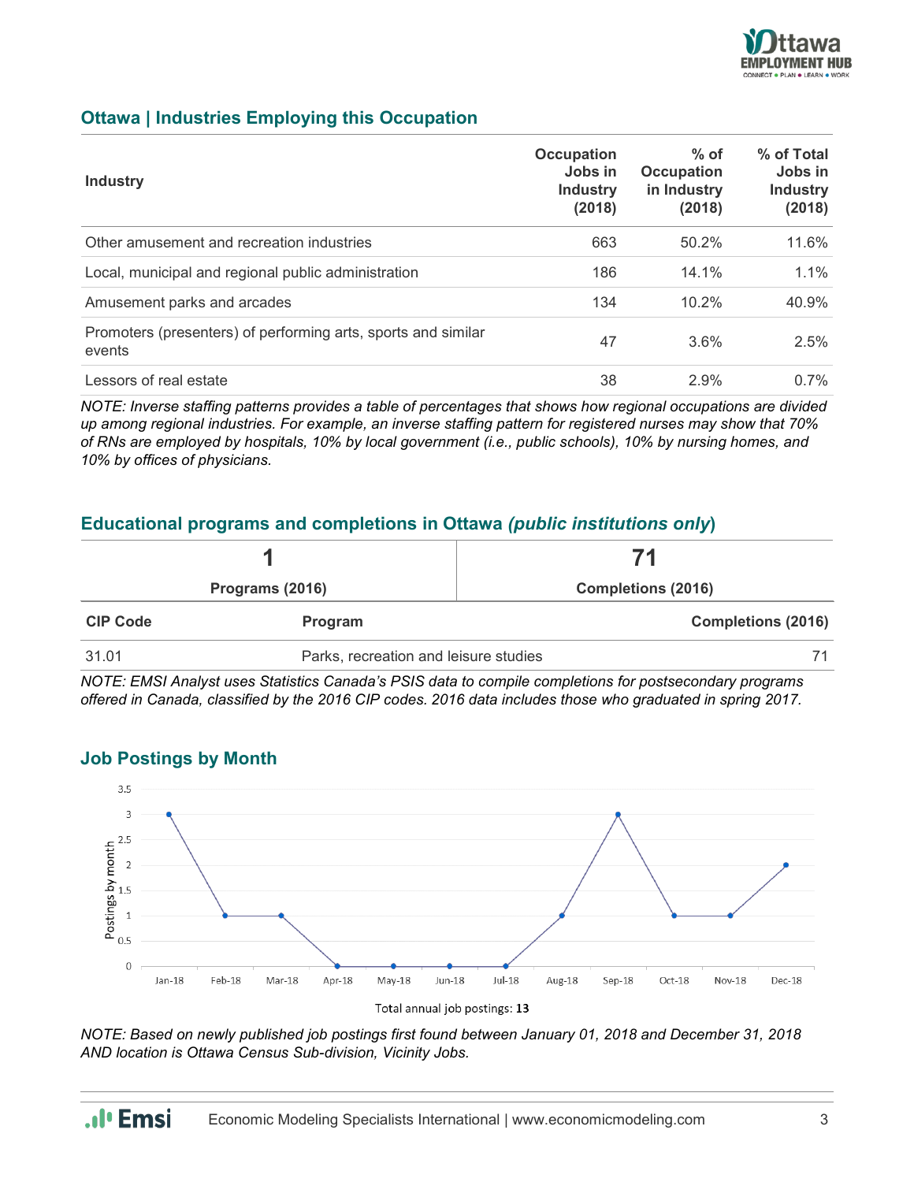## Ottawa | Industries Employing this Occupation

| Industry | Occupation Jobs in Industry (2018) | % of Occupation in Industry (2018) | % of Total Jobs in Industry (2018) |
|---|---|---|---|
| Other amusement and recreation industries | 663 | 50.2% | 11.6% |
| Local, municipal and regional public administration | 186 | 14.1% | 1.1% |
| Amusement parks and arcades | 134 | 10.2% | 40.9% |
| Promoters (presenters) of performing arts, sports and similar events | 47 | 3.6% | 2.5% |
| Lessors of real estate | 38 | 2.9% | 0.7% |

*NOTE: Inverse staffing patterns provides a table of percentages that shows how regional occupations are divided up among regional industries. For example, an inverse staffing pattern for registered nurses may show that 70% of RNs are employed by hospitals, 10% by local government (i.e., public schools), 10% by nursing homes, and 10% by offices of physicians.*

## Educational programs and completions in Ottawa *(public institutions only)*

| 1 | 71 |
|---|---|
| Programs (2016) | Completions (2016) |

| CIP Code | Program | Completions (2016) |
|---|---|---|
| 31.01 | Parks, recreation and leisure studies | 71 |

*NOTE: EMSI Analyst uses Statistics Canada's PSIS data to compile completions for postsecondary programs offered in Canada, classified by the 2016 CIP codes. 2016 data includes those who graduated in spring 2017.*

## Job Postings by Month

| Month | Postings by month |
|---|---|
| Jan-18 | 3 |
| Feb-18 | 1 |
| Mar-18 | 1 |
| Apr-18 | 0 |
| May-18 | 0 |
| Jun-18 | 0 |
| Jul-18 | 0 |
| Aug-18 | 1 |
| Sep-18 | 3 |
| Oct-18 | 1 |
| Nov-18 | 1 |
| Dec-18 | 2 |

Total annual job postings: **13**

*NOTE: Based on newly published job postings first found between January 01, 2018 and December 31, 2018 AND location is Ottawa Census Sub-division, Vicinity Jobs.*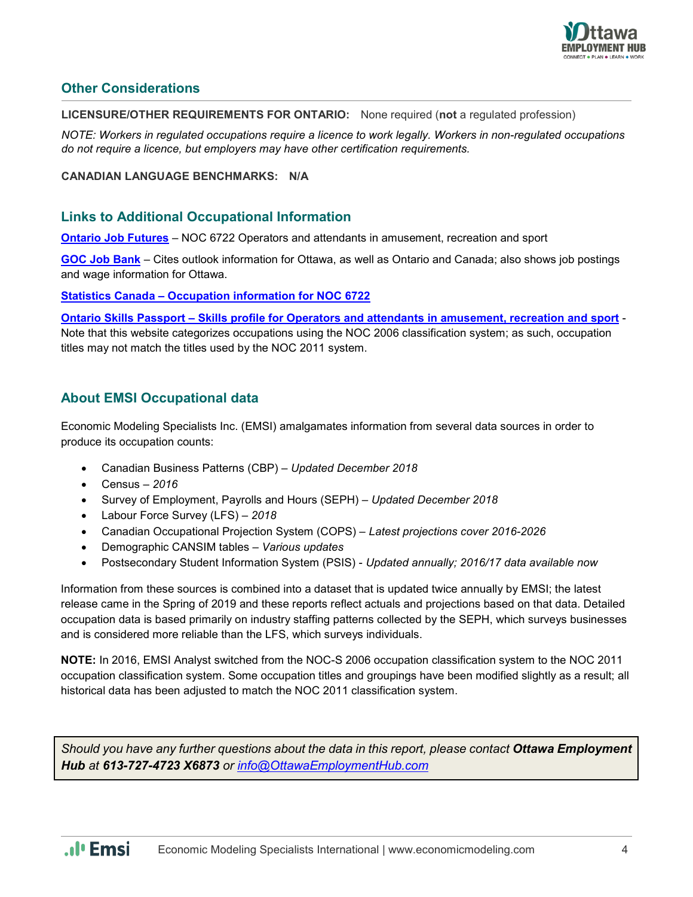## Other Considerations

**LICENSURE/OTHER REQUIREMENTS FOR ONTARIO:** None required (**not** a regulated profession)

*NOTE: Workers in regulated occupations require a licence to work legally. Workers in non-regulated occupations do not require a licence, but employers may have other certification requirements.*

**CANADIAN LANGUAGE BENCHMARKS: N/A**

## Links to Additional Occupational Information

**Ontario Job Futures** – NOC 6722 Operators and attendants in amusement, recreation and sport

**GOC Job Bank** – Cites outlook information for Ottawa, as well as Ontario and Canada; also shows job postings and wage information for Ottawa.

**Statistics Canada – Occupation information for NOC 6722**

**Ontario Skills Passport – Skills profile for Operators and attendants in amusement, recreation and sport** - Note that this website categorizes occupations using the NOC 2006 classification system; as such, occupation titles may not match the titles used by the NOC 2011 system.

## About EMSI Occupational data

Economic Modeling Specialists Inc. (EMSI) amalgamates information from several data sources in order to produce its occupation counts:

- Canadian Business Patterns (CBP) – *Updated December 2018*
- Census – *2016*
- Survey of Employment, Payrolls and Hours (SEPH) – *Updated December 2018*
- Labour Force Survey (LFS) – *2018*
- Canadian Occupational Projection System (COPS) – *Latest projections cover 2016-2026*
- Demographic CANSIM tables – *Various updates*
- Postsecondary Student Information System (PSIS) - *Updated annually; 2016/17 data available now*

Information from these sources is combined into a dataset that is updated twice annually by EMSI; the latest release came in the Spring of 2019 and these reports reflect actuals and projections based on that data. Detailed occupation data is based primarily on industry staffing patterns collected by the SEPH, which surveys businesses and is considered more reliable than the LFS, which surveys individuals.

**NOTE:** In 2016, EMSI Analyst switched from the NOC-S 2006 occupation classification system to the NOC 2011 occupation classification system. Some occupation titles and groupings have been modified slightly as a result; all historical data has been adjusted to match the NOC 2011 classification system.

*Should you have any further questions about the data in this report, please contact **Ottawa Employment Hub** at **613-727-4723 X6873** or info@OttawaEmploymentHub.com*